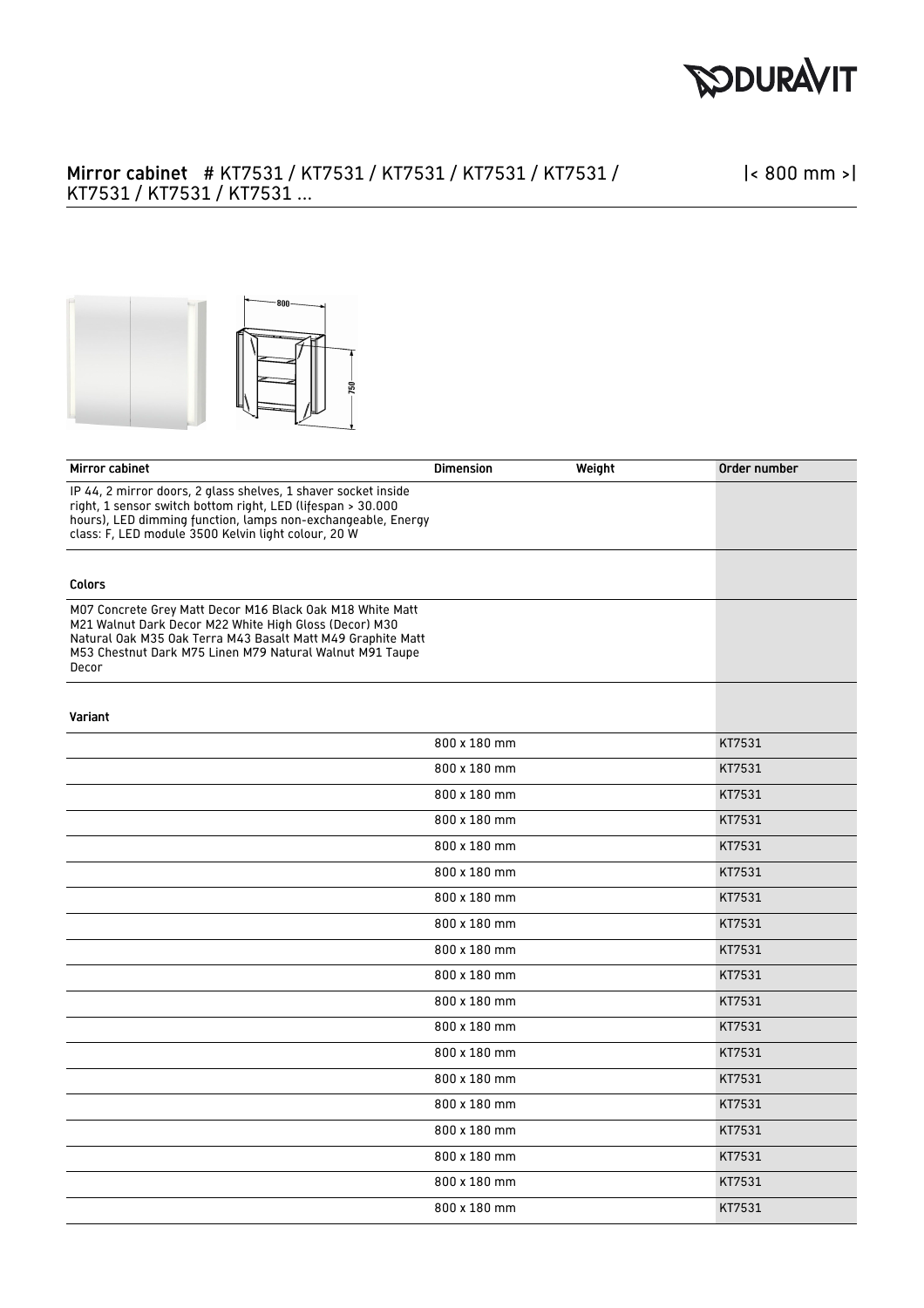## Mirror cabinet # KT7531 / KT7531 / KT7531 / KT7531 / KT7531 / KT7531 / KT7531 / KT7531 ...

|< 800 mm >|

| Mirror cabinet | Dimension | Weight | Order number |
|---|---|---|---|
| IP 44, 2 mirror doors, 2 glass shelves, 1 shaver socket inside right, 1 sensor switch bottom right, LED (lifespan > 30.000 hours), LED dimming function, lamps non-exchangeable, Energy class: F, LED module 3500 Kelvin light colour, 20 W | | | |
| **Colors** | | | |
| M07 Concrete Grey Matt Decor M16 Black Oak M18 White Matt M21 Walnut Dark Decor M22 White High Gloss (Decor) M30 Natural Oak M35 Oak Terra M43 Basalt Matt M49 Graphite Matt M53 Chestnut Dark M75 Linen M79 Natural Walnut M91 Taupe Decor | | | |
| **Variant** | | | |
| | 800 x 180 mm | | KT7531 |
| | 800 x 180 mm | | KT7531 |
| | 800 x 180 mm | | KT7531 |
| | 800 x 180 mm | | KT7531 |
| | 800 x 180 mm | | KT7531 |
| | 800 x 180 mm | | KT7531 |
| | 800 x 180 mm | | KT7531 |
| | 800 x 180 mm | | KT7531 |
| | 800 x 180 mm | | KT7531 |
| | 800 x 180 mm | | KT7531 |
| | 800 x 180 mm | | KT7531 |
| | 800 x 180 mm | | KT7531 |
| | 800 x 180 mm | | KT7531 |
| | 800 x 180 mm | | KT7531 |
| | 800 x 180 mm | | KT7531 |
| | 800 x 180 mm | | KT7531 |
| | 800 x 180 mm | | KT7531 |
| | 800 x 180 mm | | KT7531 |
| | 800 x 180 mm | | KT7531 |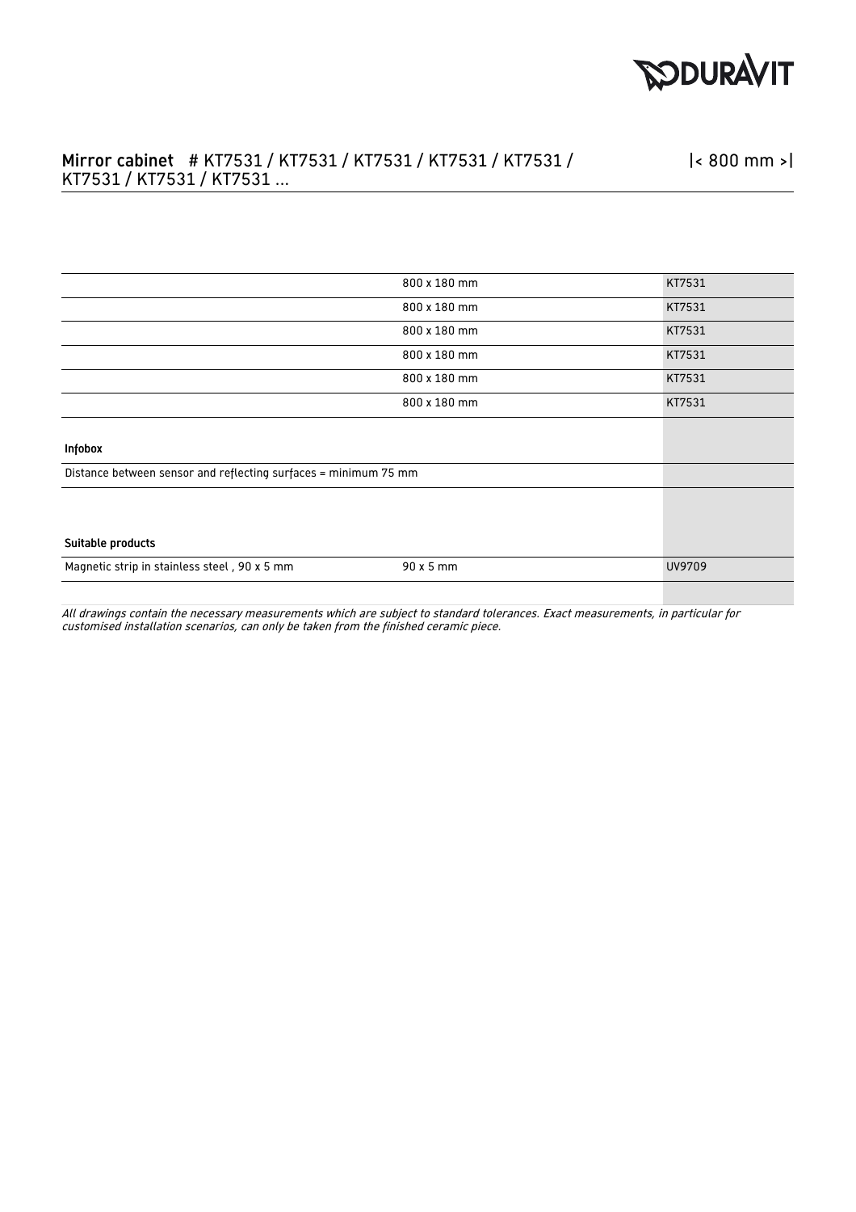**Mirror cabinet** # KT7531 / KT7531 / KT7531 / KT7531 / KT7531 / KT7531 / KT7531 / KT7531 ...

|< 800 mm >|

| | | |
|---|---|---|
| | 800 x 180 mm | KT7531 |
| | 800 x 180 mm | KT7531 |
| | 800 x 180 mm | KT7531 |
| | 800 x 180 mm | KT7531 |
| | 800 x 180 mm | KT7531 |
| | 800 x 180 mm | KT7531 |
| **Infobox** | | |
| Distance between sensor and reflecting surfaces = minimum 75 mm | | |
| **Suitable products** | | |
| Magnetic strip in stainless steel , 90 x 5 mm | 90 x 5 mm | UV9709 |

*All drawings contain the necessary measurements which are subject to standard tolerances. Exact measurements, in particular for customised installation scenarios, can only be taken from the finished ceramic piece.*